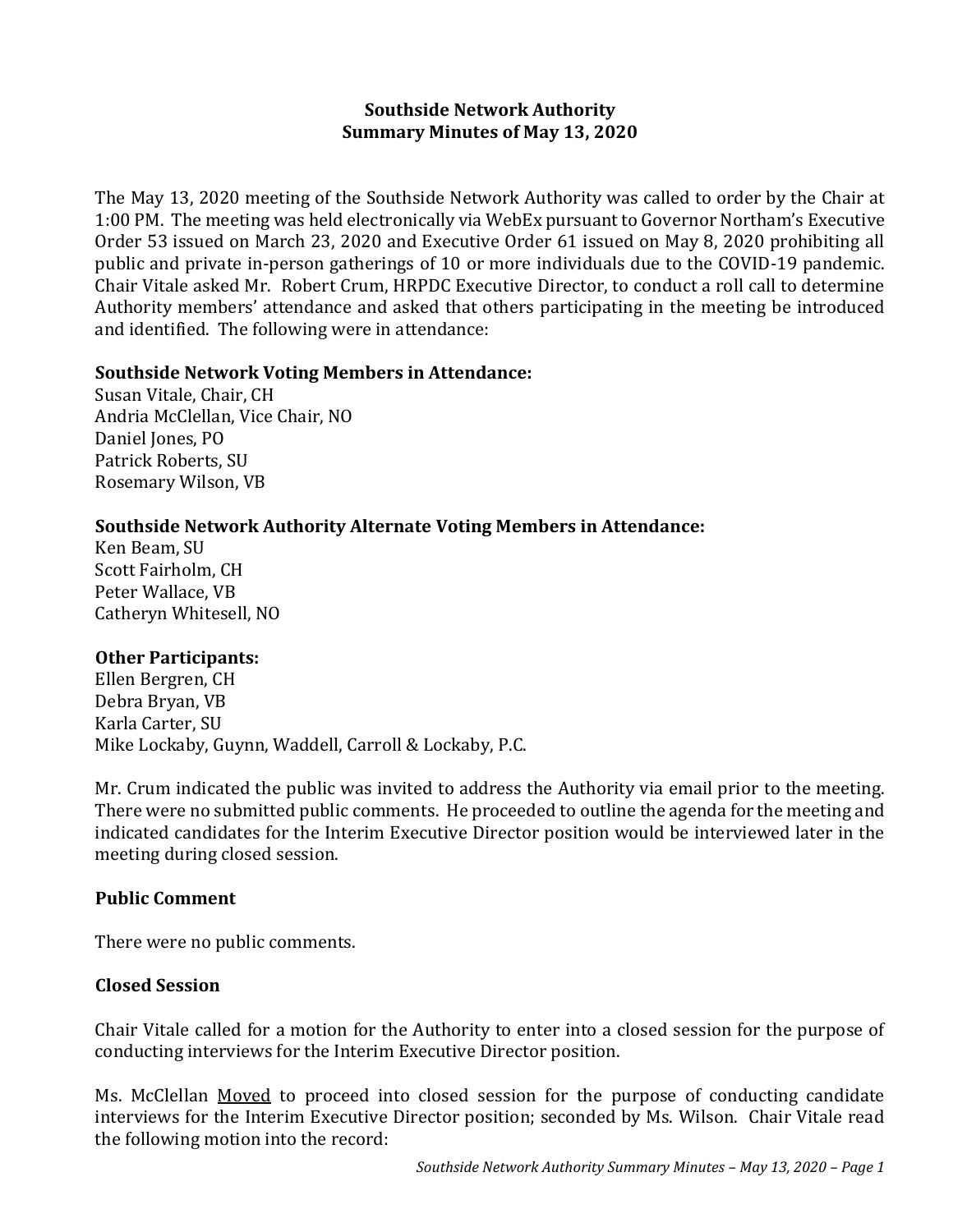# Southside Network Authority
## Summary Minutes of May 13, 2020

The May 13, 2020 meeting of the Southside Network Authority was called to order by the Chair at 1:00 PM. The meeting was held electronically via WebEx pursuant to Governor Northam's Executive Order 53 issued on March 23, 2020 and Executive Order 61 issued on May 8, 2020 prohibiting all public and private in-person gatherings of 10 or more individuals due to the COVID-19 pandemic. Chair Vitale asked Mr. Robert Crum, HRPDC Executive Director, to conduct a roll call to determine Authority members' attendance and asked that others participating in the meeting be introduced and identified. The following were in attendance:

**Southside Network Voting Members in Attendance:**
Susan Vitale, Chair, CH
Andria McClellan, Vice Chair, NO
Daniel Jones, PO
Patrick Roberts, SU
Rosemary Wilson, VB

**Southside Network Authority Alternate Voting Members in Attendance:**
Ken Beam, SU
Scott Fairholm, CH
Peter Wallace, VB
Catheryn Whitesell, NO

**Other Participants:**
Ellen Bergren, CH
Debra Bryan, VB
Karla Carter, SU
Mike Lockaby, Guynn, Waddell, Carroll & Lockaby, P.C.

Mr. Crum indicated the public was invited to address the Authority via email prior to the meeting. There were no submitted public comments. He proceeded to outline the agenda for the meeting and indicated candidates for the Interim Executive Director position would be interviewed later in the meeting during closed session.

### Public Comment

There were no public comments.

### Closed Session

Chair Vitale called for a motion for the Authority to enter into a closed session for the purpose of conducting interviews for the Interim Executive Director position.

Ms. McClellan <u>Moved</u> to proceed into closed session for the purpose of conducting candidate interviews for the Interim Executive Director position; seconded by Ms. Wilson. Chair Vitale read the following motion into the record: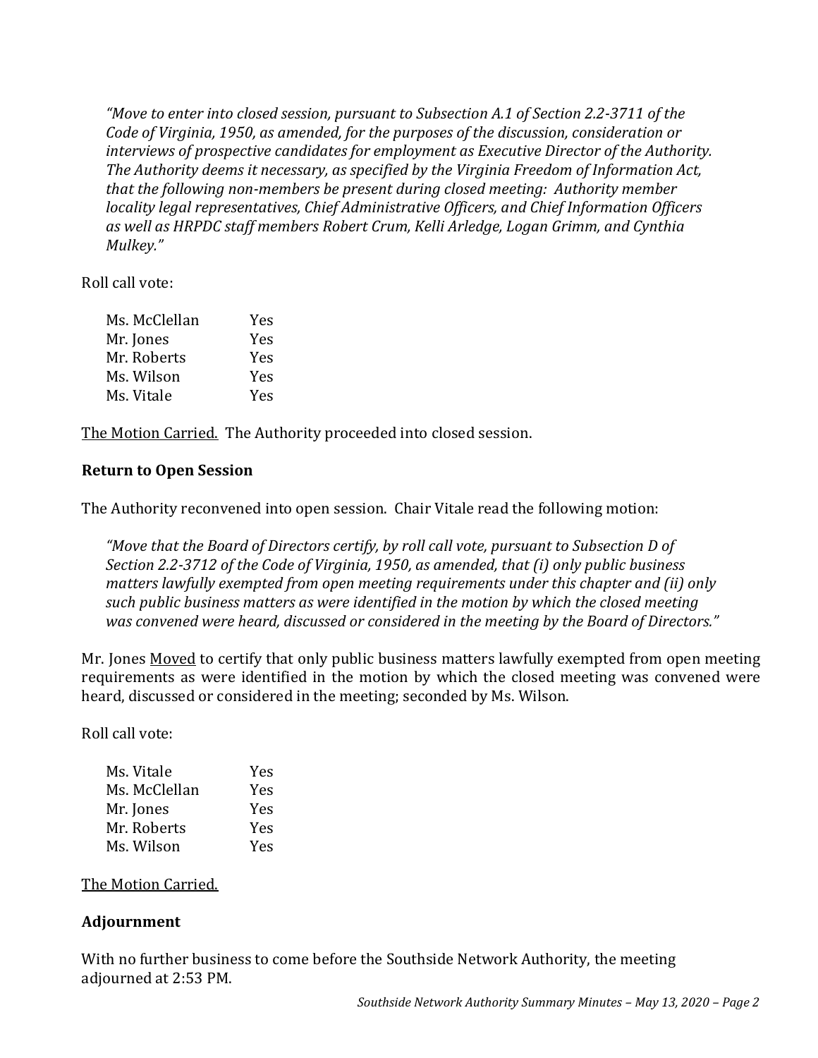*"Move to enter into closed session, pursuant to Subsection A.1 of Section 2.2-3711 of the Code of Virginia, 1950, as amended, for the purposes of the discussion, consideration or interviews of prospective candidates for employment as Executive Director of the Authority. The Authority deems it necessary, as specified by the Virginia Freedom of Information Act, that the following non-members be present during closed meeting: Authority member locality legal representatives, Chief Administrative Officers, and Chief Information Officers as well as HRPDC staff members Robert Crum, Kelli Arledge, Logan Grimm, and Cynthia Mulkey."*

Roll call vote:

| | |
|---|---|
| Ms. McClellan | Yes |
| Mr. Jones | Yes |
| Mr. Roberts | Yes |
| Ms. Wilson | Yes |
| Ms. Vitale | Yes |

<u>The Motion Carried.</u> The Authority proceeded into closed session.

### Return to Open Session

The Authority reconvened into open session. Chair Vitale read the following motion:

*"Move that the Board of Directors certify, by roll call vote, pursuant to Subsection D of Section 2.2-3712 of the Code of Virginia, 1950, as amended, that (i) only public business matters lawfully exempted from open meeting requirements under this chapter and (ii) only such public business matters as were identified in the motion by which the closed meeting was convened were heard, discussed or considered in the meeting by the Board of Directors."*

Mr. Jones <u>Moved</u> to certify that only public business matters lawfully exempted from open meeting requirements as were identified in the motion by which the closed meeting was convened were heard, discussed or considered in the meeting; seconded by Ms. Wilson.

Roll call vote:

| | |
|---|---|
| Ms. Vitale | Yes |
| Ms. McClellan | Yes |
| Mr. Jones | Yes |
| Mr. Roberts | Yes |
| Ms. Wilson | Yes |

<u>The Motion Carried.</u>

### Adjournment

With no further business to come before the Southside Network Authority, the meeting adjourned at 2:53 PM.